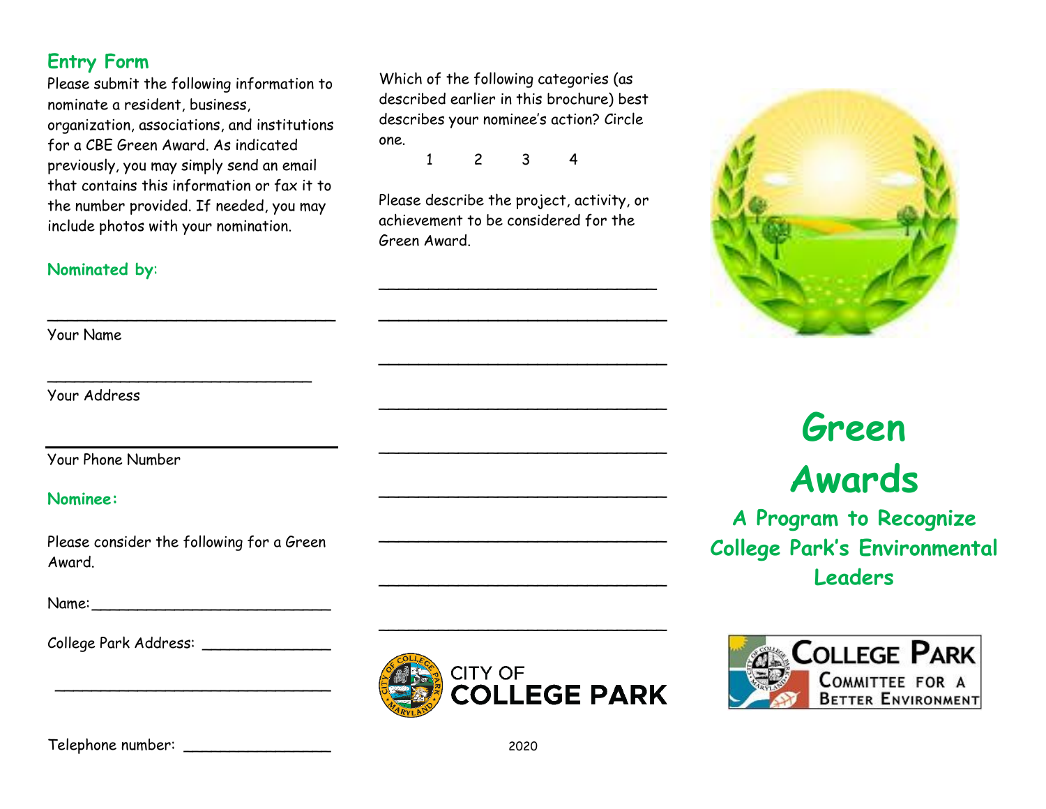## Entry Form

Please submit the following information to nominate a resident, business, organization, associations, and institutions for a CBE Green Award. As indicated previously, you may simply send an email that contains this information or fax it to the number provided. If needed, you may include photos with your nomination.

### Nominated by:

______________________________

Your Name

______________________________

Your Address

______________________________

Your Phone Number

### Nominee:

Please consider the following for a Green Award.

Name: ___________________________

College Park Address: _______________

______________________________

Telephone number: _________________

Which of the following categories (as described earlier in this brochure) best describes your nominee's action? Circle one.

1 2 3 4

Please describe the project, activity, or achievement to be considered for the Green Award.

______________________________

______________________________

______________________________

______________________________

______________________________

______________________________

______________________________

______________________________

______________________________

CITY OF COLLEGE PARK

2020

# Green Awards

### A Program to Recognize College Park's Environmental Leaders

COLLEGE PARK COMMITTEE FOR A BETTER ENVIRONMENT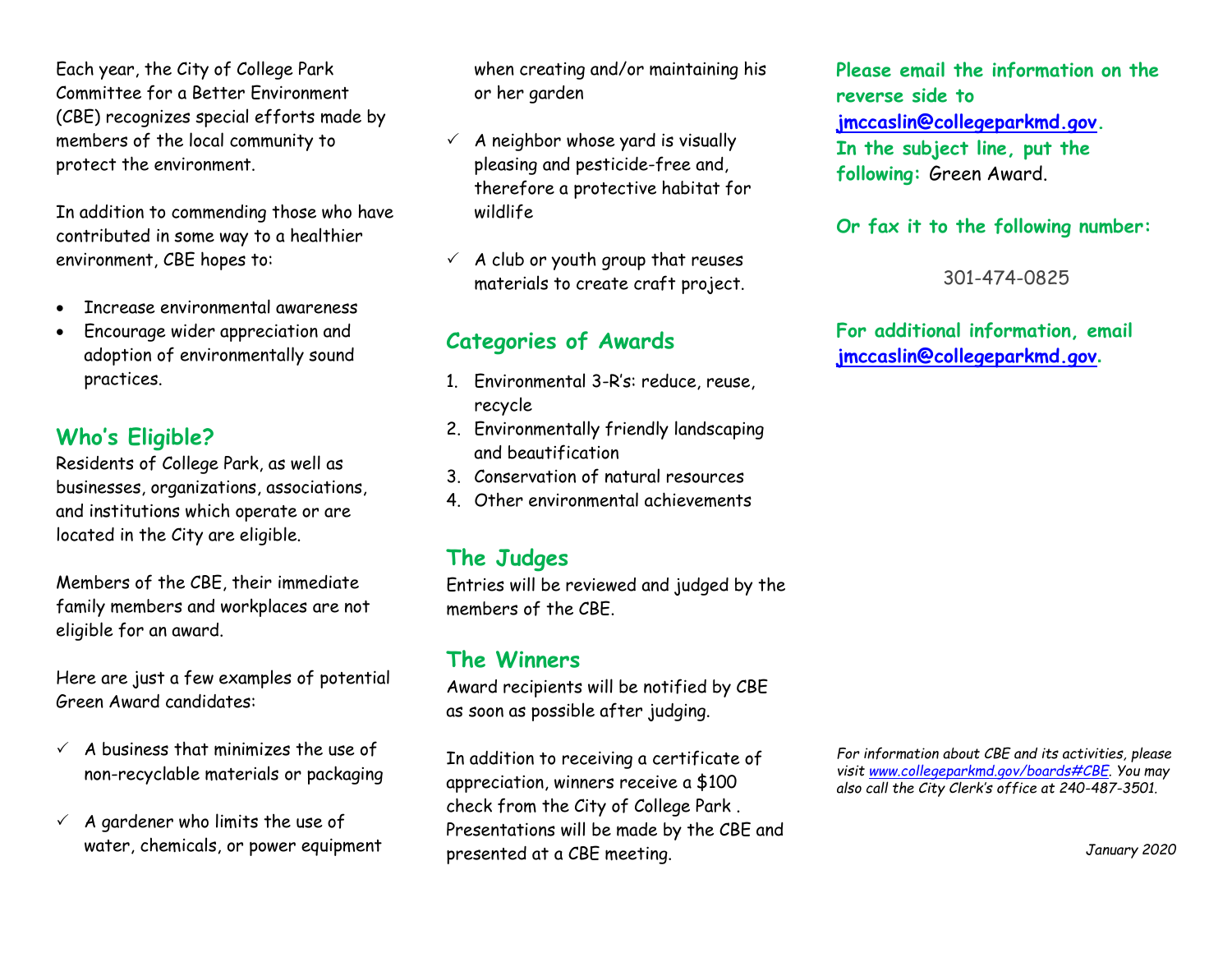Each year, the City of College Park Committee for a Better Environment (CBE) recognizes special efforts made by members of the local community to protect the environment.

In addition to commending those who have contributed in some way to a healthier environment, CBE hopes to:

- Increase environmental awareness
- Encourage wider appreciation and adoption of environmentally sound practices.

## Who's Eligible?

Residents of College Park, as well as businesses, organizations, associations, and institutions which operate or are located in the City are eligible.

Members of the CBE, their immediate family members and workplaces are not eligible for an award.

Here are just a few examples of potential Green Award candidates:

- ✓ A business that minimizes the use of non-recyclable materials or packaging
- ✓ A gardener who limits the use of water, chemicals, or power equipment when creating and/or maintaining his or her garden
- ✓ A neighbor whose yard is visually pleasing and pesticide-free and, therefore a protective habitat for wildlife
- ✓ A club or youth group that reuses materials to create craft project.

## Categories of Awards

1. Environmental 3-R's: reduce, reuse, recycle
2. Environmentally friendly landscaping and beautification
3. Conservation of natural resources
4. Other environmental achievements

## The Judges

Entries will be reviewed and judged by the members of the CBE.

## The Winners

Award recipients will be notified by CBE as soon as possible after judging.

In addition to receiving a certificate of appreciation, winners receive a $100 check from the City of College Park . Presentations will be made by the CBE and presented at a CBE meeting.

**Please email the information on the reverse side to [jmccaslin@collegeparkmd.gov](mailto:jmccaslin@collegeparkmd.gov). In the subject line, put the following:** Green Award.

**Or fax it to the following number:**

301-474-0825

**For additional information, email [jmccaslin@collegeparkmd.gov](mailto:jmccaslin@collegeparkmd.gov).**

*For information about CBE and its activities, please visit [www.collegeparkmd.gov/boards#CBE](http://www.collegeparkmd.gov/boards#CBE). You may also call the City Clerk's office at 240-487-3501.*

*January 2020*